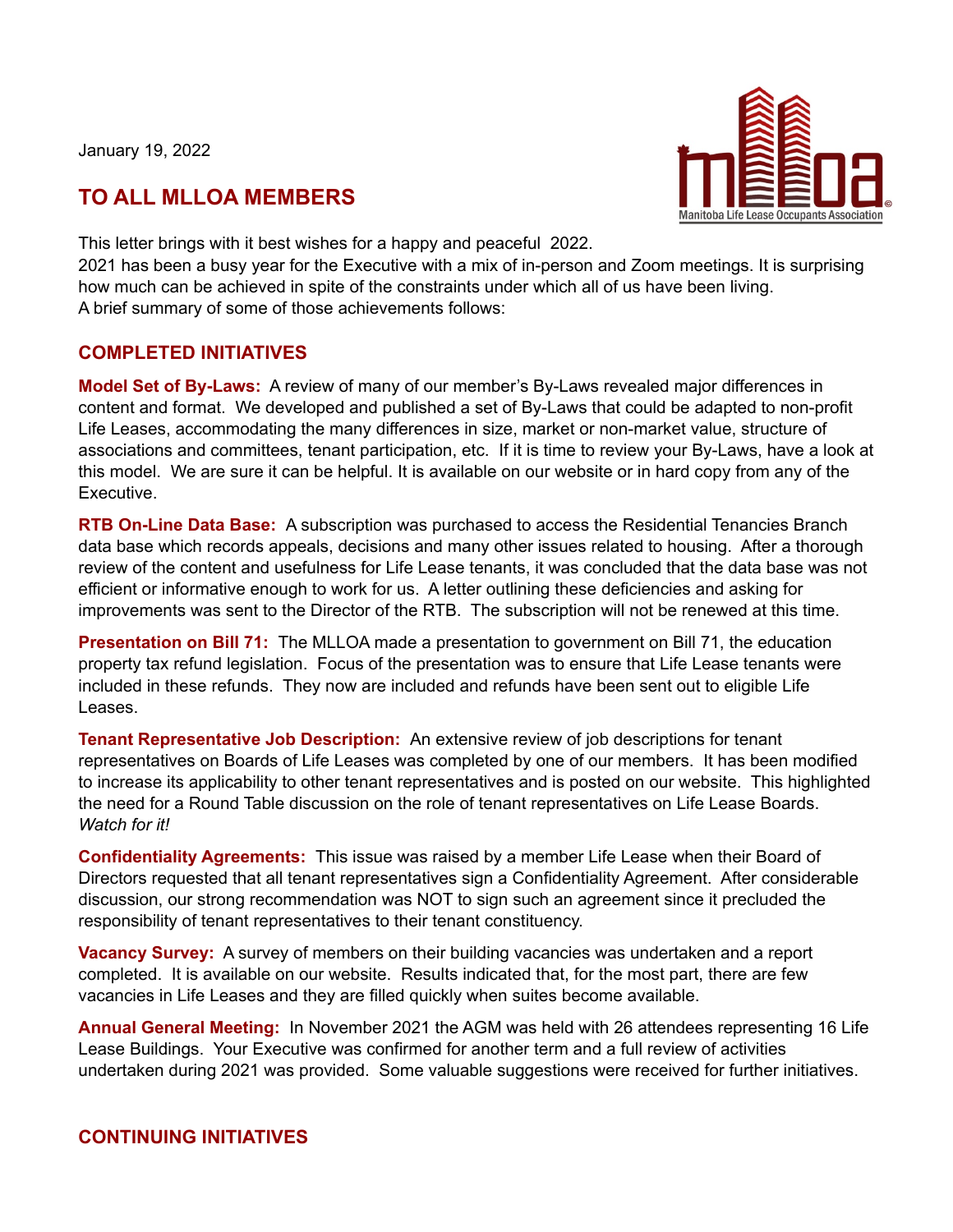January 19, 2022

## TO ALL MLLOA MEMBERS

This letter brings with it best wishes for a happy and peaceful 2022.
2021 has been a busy year for the Executive with a mix of in-person and Zoom meetings. It is surprising how much can be achieved in spite of the constraints under which all of us have been living.
A brief summary of some of those achievements follows:

### COMPLETED INITIATIVES

**Model Set of By-Laws:** A review of many of our member's By-Laws revealed major differences in content and format. We developed and published a set of By-Laws that could be adapted to non-profit Life Leases, accommodating the many differences in size, market or non-market value, structure of associations and committees, tenant participation, etc. If it is time to review your By-Laws, have a look at this model. We are sure it can be helpful. It is available on our website or in hard copy from any of the Executive.

**RTB On-Line Data Base:** A subscription was purchased to access the Residential Tenancies Branch data base which records appeals, decisions and many other issues related to housing. After a thorough review of the content and usefulness for Life Lease tenants, it was concluded that the data base was not efficient or informative enough to work for us. A letter outlining these deficiencies and asking for improvements was sent to the Director of the RTB. The subscription will not be renewed at this time.

**Presentation on Bill 71:** The MLLOA made a presentation to government on Bill 71, the education property tax refund legislation. Focus of the presentation was to ensure that Life Lease tenants were included in these refunds. They now are included and refunds have been sent out to eligible Life Leases.

**Tenant Representative Job Description:** An extensive review of job descriptions for tenant representatives on Boards of Life Leases was completed by one of our members. It has been modified to increase its applicability to other tenant representatives and is posted on our website. This highlighted the need for a Round Table discussion on the role of tenant representatives on Life Lease Boards. *Watch for it!*

**Confidentiality Agreements:** This issue was raised by a member Life Lease when their Board of Directors requested that all tenant representatives sign a Confidentiality Agreement. After considerable discussion, our strong recommendation was NOT to sign such an agreement since it precluded the responsibility of tenant representatives to their tenant constituency.

**Vacancy Survey:** A survey of members on their building vacancies was undertaken and a report completed. It is available on our website. Results indicated that, for the most part, there are few vacancies in Life Leases and they are filled quickly when suites become available.

**Annual General Meeting:** In November 2021 the AGM was held with 26 attendees representing 16 Life Lease Buildings. Your Executive was confirmed for another term and a full review of activities undertaken during 2021 was provided. Some valuable suggestions were received for further initiatives.

### CONTINUING INITIATIVES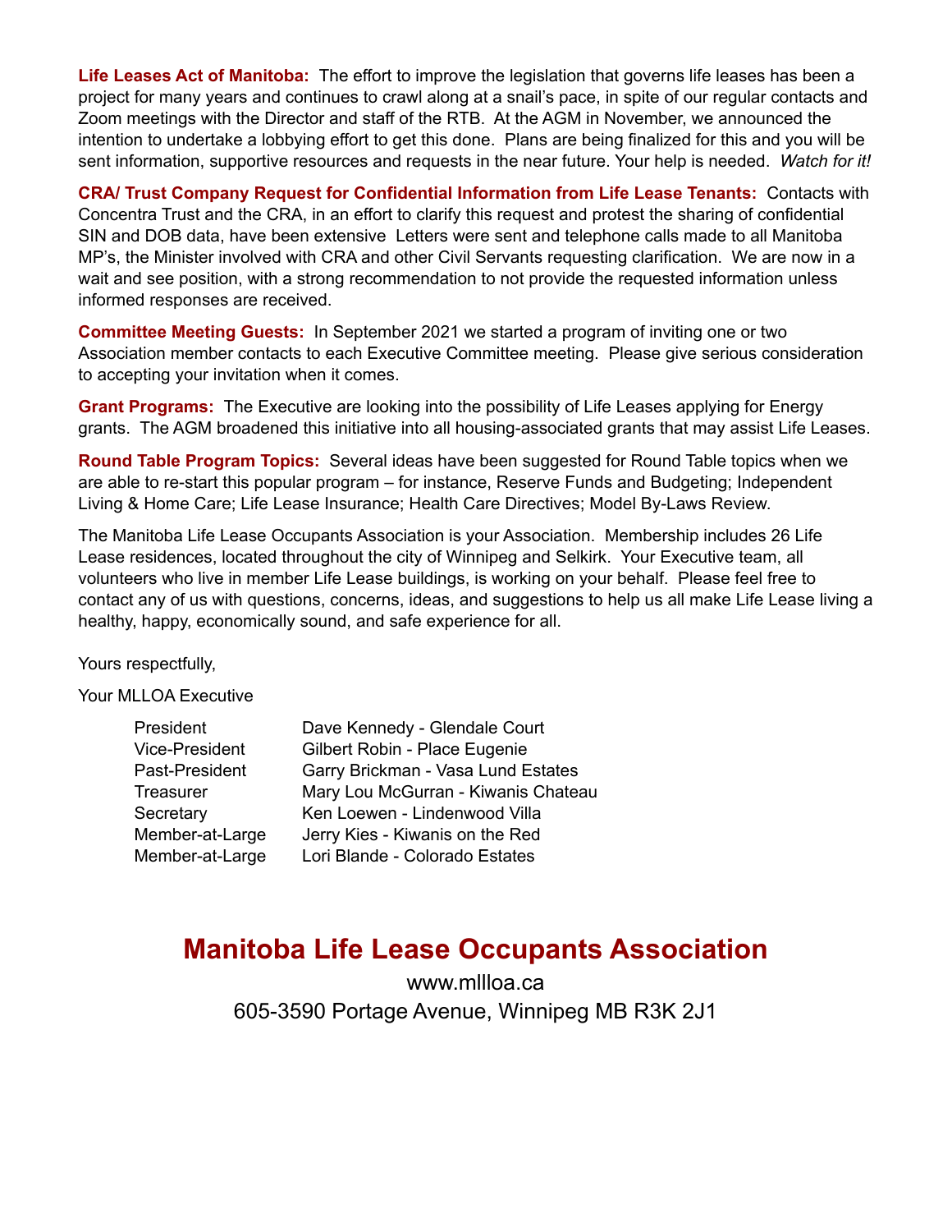**Life Leases Act of Manitoba:** The effort to improve the legislation that governs life leases has been a project for many years and continues to crawl along at a snail's pace, in spite of our regular contacts and Zoom meetings with the Director and staff of the RTB. At the AGM in November, we announced the intention to undertake a lobbying effort to get this done. Plans are being finalized for this and you will be sent information, supportive resources and requests in the near future. Your help is needed. *Watch for it!*

**CRA/ Trust Company Request for Confidential Information from Life Lease Tenants:** Contacts with Concentra Trust and the CRA, in an effort to clarify this request and protest the sharing of confidential SIN and DOB data, have been extensive Letters were sent and telephone calls made to all Manitoba MP's, the Minister involved with CRA and other Civil Servants requesting clarification. We are now in a wait and see position, with a strong recommendation to not provide the requested information unless informed responses are received.

**Committee Meeting Guests:** In September 2021 we started a program of inviting one or two Association member contacts to each Executive Committee meeting. Please give serious consideration to accepting your invitation when it comes.

**Grant Programs:** The Executive are looking into the possibility of Life Leases applying for Energy grants. The AGM broadened this initiative into all housing-associated grants that may assist Life Leases.

**Round Table Program Topics:** Several ideas have been suggested for Round Table topics when we are able to re-start this popular program – for instance, Reserve Funds and Budgeting; Independent Living & Home Care; Life Lease Insurance; Health Care Directives; Model By-Laws Review.

The Manitoba Life Lease Occupants Association is your Association. Membership includes 26 Life Lease residences, located throughout the city of Winnipeg and Selkirk. Your Executive team, all volunteers who live in member Life Lease buildings, is working on your behalf. Please feel free to contact any of us with questions, concerns, ideas, and suggestions to help us all make Life Lease living a healthy, happy, economically sound, and safe experience for all.

Yours respectfully,

Your MLLOA Executive

| | |
|---|---|
| President | Dave Kennedy - Glendale Court |
| Vice-President | Gilbert Robin - Place Eugenie |
| Past-President | Garry Brickman - Vasa Lund Estates |
| Treasurer | Mary Lou McGurran - Kiwanis Chateau |
| Secretary | Ken Loewen - Lindenwood Villa |
| Member-at-Large | Jerry Kies - Kiwanis on the Red |
| Member-at-Large | Lori Blande - Colorado Estates |

## Manitoba Life Lease Occupants Association

www.mllloa.ca

605-3590 Portage Avenue, Winnipeg MB R3K 2J1